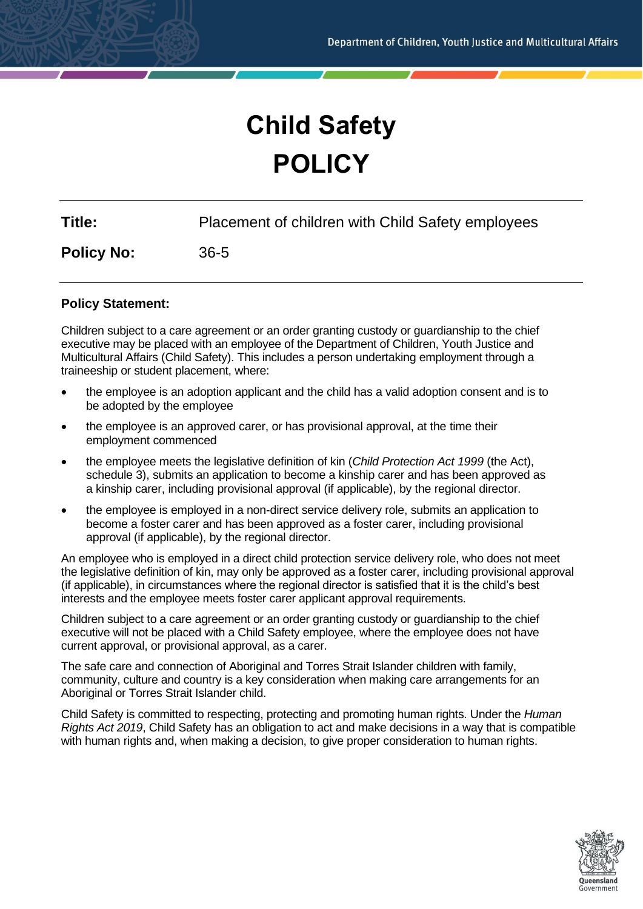# Child Safety

# POLICY

| | |
|---|---|
| **Title:** | Placement of children with Child Safety employees |
| **Policy No:** | 36-5 |

**Policy Statement:**

Children subject to a care agreement or an order granting custody or guardianship to the chief executive may be placed with an employee of the Department of Children, Youth Justice and Multicultural Affairs (Child Safety). This includes a person undertaking employment through a traineeship or student placement, where:

- the employee is an adoption applicant and the child has a valid adoption consent and is to be adopted by the employee
- the employee is an approved carer, or has provisional approval, at the time their employment commenced
- the employee meets the legislative definition of kin (*Child Protection Act 1999* (the Act), schedule 3), submits an application to become a kinship carer and has been approved as a kinship carer, including provisional approval (if applicable), by the regional director.
- the employee is employed in a non-direct service delivery role, submits an application to become a foster carer and has been approved as a foster carer, including provisional approval (if applicable), by the regional director.

An employee who is employed in a direct child protection service delivery role, who does not meet the legislative definition of kin, may only be approved as a foster carer, including provisional approval (if applicable), in circumstances where the regional director is satisfied that it is the child's best interests and the employee meets foster carer applicant approval requirements.

Children subject to a care agreement or an order granting custody or guardianship to the chief executive will not be placed with a Child Safety employee, where the employee does not have current approval, or provisional approval, as a carer.

The safe care and connection of Aboriginal and Torres Strait Islander children with family, community, culture and country is a key consideration when making care arrangements for an Aboriginal or Torres Strait Islander child.

Child Safety is committed to respecting, protecting and promoting human rights. Under the *Human Rights Act 2019*, Child Safety has an obligation to act and make decisions in a way that is compatible with human rights and, when making a decision, to give proper consideration to human rights.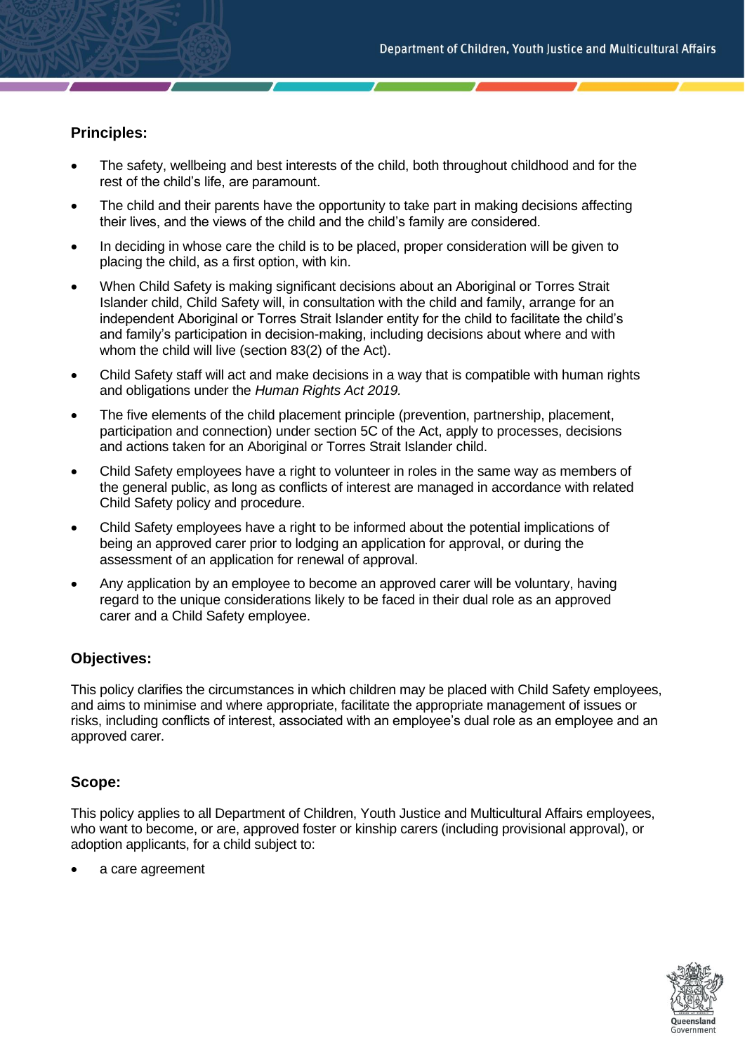## Principles:

- The safety, wellbeing and best interests of the child, both throughout childhood and for the rest of the child's life, are paramount.
- The child and their parents have the opportunity to take part in making decisions affecting their lives, and the views of the child and the child's family are considered.
- In deciding in whose care the child is to be placed, proper consideration will be given to placing the child, as a first option, with kin.
- When Child Safety is making significant decisions about an Aboriginal or Torres Strait Islander child, Child Safety will, in consultation with the child and family, arrange for an independent Aboriginal or Torres Strait Islander entity for the child to facilitate the child's and family's participation in decision-making, including decisions about where and with whom the child will live (section 83(2) of the Act).
- Child Safety staff will act and make decisions in a way that is compatible with human rights and obligations under the *Human Rights Act 2019.*
- The five elements of the child placement principle (prevention, partnership, placement, participation and connection) under section 5C of the Act, apply to processes, decisions and actions taken for an Aboriginal or Torres Strait Islander child.
- Child Safety employees have a right to volunteer in roles in the same way as members of the general public, as long as conflicts of interest are managed in accordance with related Child Safety policy and procedure.
- Child Safety employees have a right to be informed about the potential implications of being an approved carer prior to lodging an application for approval, or during the assessment of an application for renewal of approval.
- Any application by an employee to become an approved carer will be voluntary, having regard to the unique considerations likely to be faced in their dual role as an approved carer and a Child Safety employee.

## Objectives:

This policy clarifies the circumstances in which children may be placed with Child Safety employees, and aims to minimise and where appropriate, facilitate the appropriate management of issues or risks, including conflicts of interest, associated with an employee's dual role as an employee and an approved carer.

## Scope:

This policy applies to all Department of Children, Youth Justice and Multicultural Affairs employees, who want to become, or are, approved foster or kinship carers (including provisional approval), or adoption applicants, for a child subject to:

- a care agreement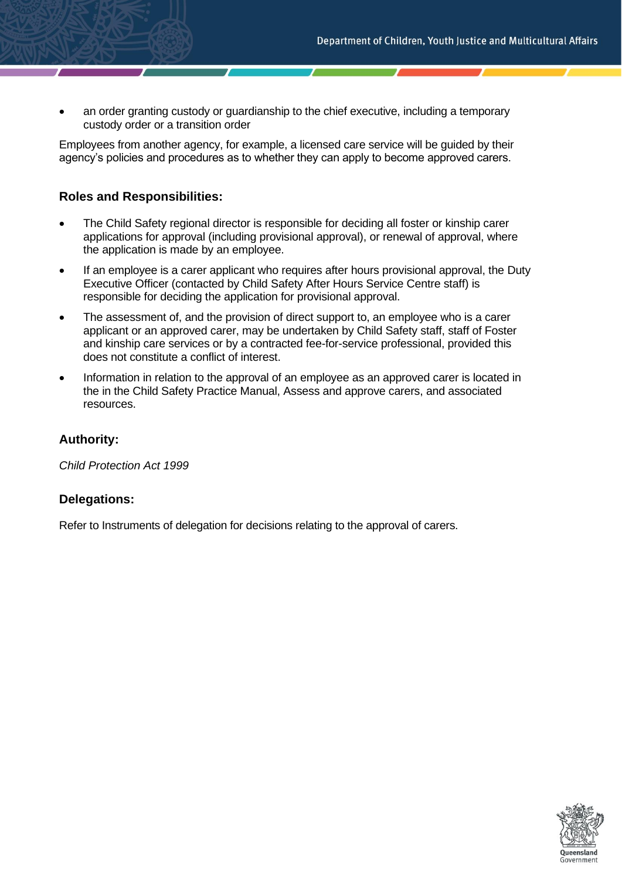- an order granting custody or guardianship to the chief executive, including a temporary custody order or a transition order

Employees from another agency, for example, a licensed care service will be guided by their agency's policies and procedures as to whether they can apply to become approved carers.

## Roles and Responsibilities:

- The Child Safety regional director is responsible for deciding all foster or kinship carer applications for approval (including provisional approval), or renewal of approval, where the application is made by an employee.
- If an employee is a carer applicant who requires after hours provisional approval, the Duty Executive Officer (contacted by Child Safety After Hours Service Centre staff) is responsible for deciding the application for provisional approval.
- The assessment of, and the provision of direct support to, an employee who is a carer applicant or an approved carer, may be undertaken by Child Safety staff, staff of Foster and kinship care services or by a contracted fee-for-service professional, provided this does not constitute a conflict of interest.
- Information in relation to the approval of an employee as an approved carer is located in the in the Child Safety Practice Manual, Assess and approve carers, and associated resources.

## Authority:

*Child Protection Act 1999*

## Delegations:

Refer to Instruments of delegation for decisions relating to the approval of carers.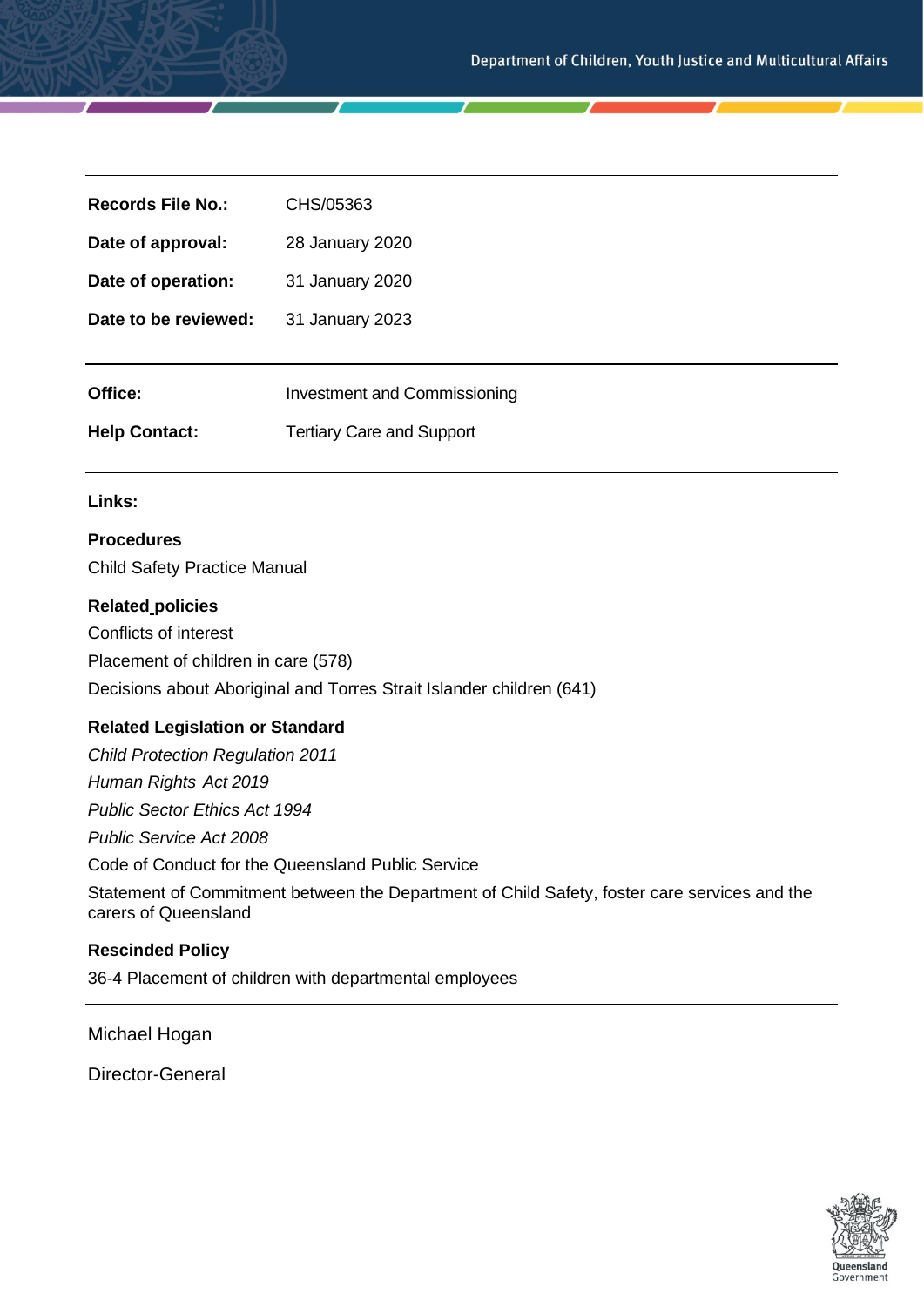| | |
|---|---|
| **Records File No.:** | CHS/05363 |
| **Date of approval:** | 28 January 2020 |
| **Date of operation:** | 31 January 2020 |
| **Date to be reviewed:** | 31 January 2023 |

| | |
|---|---|
| **Office:** | Investment and Commissioning |
| **Help Contact:** | Tertiary Care and Support |

**Links:**

**Procedures**

Child Safety Practice Manual

**Related policies**

Conflicts of interest

Placement of children in care (578)

Decisions about Aboriginal and Torres Strait Islander children (641)

**Related Legislation or Standard**

*Child Protection Regulation 2011*

*Human Rights Act 2019*

*Public Sector Ethics Act 1994*

*Public Service Act 2008*

Code of Conduct for the Queensland Public Service

Statement of Commitment between the Department of Child Safety, foster care services and the carers of Queensland

**Rescinded Policy**

36-4 Placement of children with departmental employees

Michael Hogan

Director-General